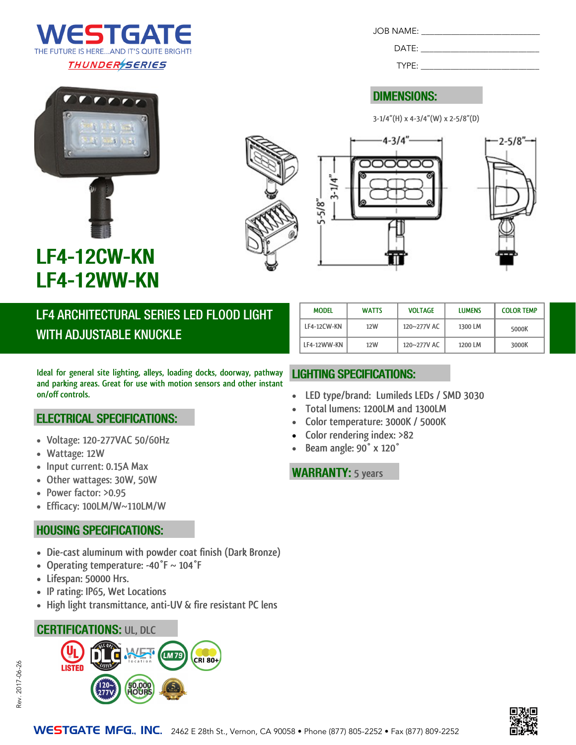# WESTGATE

THE FUTURE IS HERE...AND IT'S QUITE BRIGHT!

THUNDER SERIES

JOB NAME: ____________________

DATE: ____________________

TYPE: ____________________

## DIMENSIONS:

3-1/4"(H) x 4-3/4"(W) x 2-5/8"(D)

# LF4-12CW-KN
# LF4-12WW-KN

## LF4 ARCHITECTURAL SERIES LED FLOOD LIGHT WITH ADJUSTABLE KNUCKLE

| MODEL | WATTS | VOLTAGE | LUMENS | COLOR TEMP |
|---|---|---|---|---|
| LF4-12CW-KN | 12W | 120~277V AC | 1300 LM | 5000K |
| LF4-12WW-KN | 12W | 120~277V AC | 1200 LM | 3000K |

Ideal for general site lighting, alleys, loading docks, doorway, pathway and parking areas. Great for use with motion sensors and other instant on/off controls.

## ELECTRICAL SPECIFICATIONS:

- Voltage: 120-277VAC 50/60Hz
- Wattage: 12W
- Input current: 0.15A Max
- Other wattages: 30W, 50W
- Power factor: >0.95
- Efficacy: 100LM/W~110LM/W

## HOUSING SPECIFICATIONS:

- Die-cast aluminum with powder coat finish (Dark Bronze)
- Operating temperature: -40˚F ~ 104˚F
- Lifespan: 50000 Hrs.
- IP rating: IP65, Wet Locations
- High light transmittance, anti-UV & fire resistant PC lens

## CERTIFICATIONS: UL, DLC

## LIGHTING SPECIFICATIONS:

- LED type/brand: Lumileds LEDs / SMD 3030
- Total lumens: 1200LM and 1300LM
- Color temperature: 3000K / 5000K
- Color rendering index: >82
- Beam angle: 90˚ x 120˚

## WARRANTY: 5 years

Rev. 2017-06-26

WESTGATE MFG., INC. 2462 E 28th St., Vernon, CA 90058 • Phone (877) 805-2252 • Fax (877) 809-2252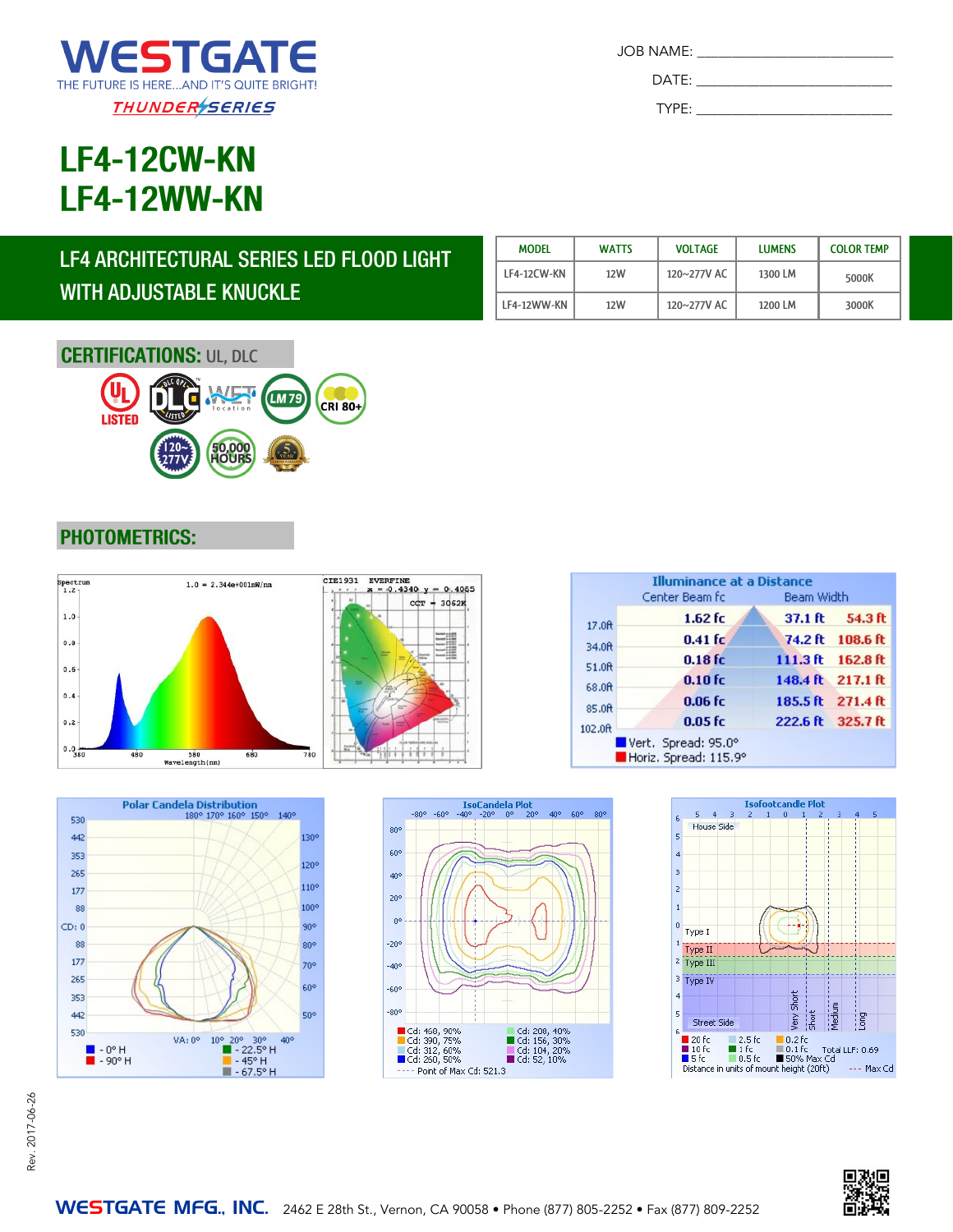# WESTGATE

THE FUTURE IS HERE...AND IT'S QUITE BRIGHT!

THUNDER SERIES

JOB NAME: ___________________________

DATE: ___________________________

TYPE: ___________________________

# LF4-12CW-KN
# LF4-12WW-KN

## LF4 ARCHITECTURAL SERIES LED FLOOD LIGHT WITH ADJUSTABLE KNUCKLE

| MODEL | WATTS | VOLTAGE | LUMENS | COLOR TEMP |
|---|---|---|---|---|
| LF4-12CW-KN | 12W | 120~277V AC | 1300 LM | 5000K |
| LF4-12WW-KN | 12W | 120~277V AC | 1200 LM | 3000K |

## CERTIFICATIONS: UL, DLC

UL LISTED, DLC, WET location, LM79, CRI 80+, 120~277V, 50,000 HOURS, 5 YEAR

## PHOTOMETRICS:

Spectrum
1.0 = 2.344e+001mW/nm
Wavelength(nm)

CIE1931 EVERFINE
x = 0.4340 y = 0.4065
CCT = 3062K

Illuminance at a Distance
Center Beam fc | Beam Width
17.0ft 1.62 fc 37.1 ft 54.3 ft
34.0ft 0.41 fc 74.2 ft 108.6 ft
51.0ft 0.18 fc 111.3 ft 162.8 ft
68.0ft 0.10 fc 148.4 ft 217.1 ft
85.0ft 0.06 fc 185.5 ft 271.4 ft
102.0ft 0.05 fc 222.6 ft 325.7 ft
Vert. Spread: 95.0°
Horiz. Spread: 115.9°

Polar Candela Distribution
- 0° H
- 90° H
- 22.5° H
- 45° H
- 67.5° H

IsoCandela Plot
Cd: 468, 90%
Cd: 390, 75%
Cd: 312, 60%
Cd: 260, 50%
Cd: 208, 40%
Cd: 156, 30%
Cd: 104, 20%
Cd: 52, 10%
Point of Max Cd: 521.3

Isofootcandle Plot
House Side
Street Side
Type I, Type II, Type III, Type IV
Very Short, Short, Medium, Long
20 fc, 10 fc, 5 fc, 2.5 fc, 1 fc, 0.5 fc, 0.2 fc, 0.1 fc, 50% Max Cd
Total LLF: 0.69
Distance in units of mount height (20ft)
Max Cd

Rev. 2017-06-26

**WESTGATE MFG., INC.** 2462 E 28th St., Vernon, CA 90058 • Phone (877) 805-2252 • Fax (877) 809-2252